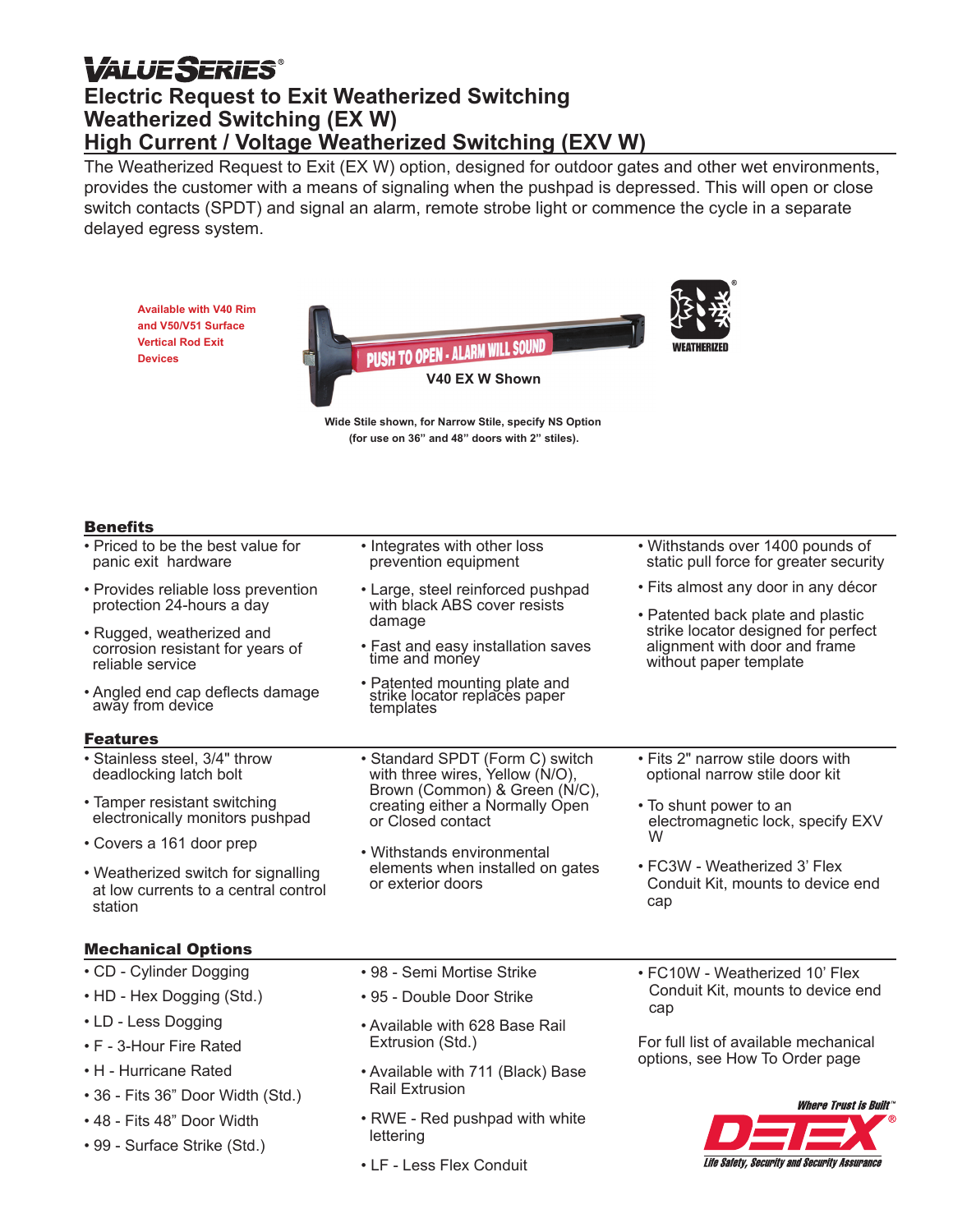# VALUE SERIES®

## Electric Request to Exit Weatherized Switching
## Weatherized Switching (EX W)
## High Current / Voltage Weatherized Switching (EXV W)

The Weatherized Request to Exit (EX W) option, designed for outdoor gates and other wet environments, provides the customer with a means of signaling when the pushpad is depressed. This will open or close switch contacts (SPDT) and signal an alarm, remote strobe light or commence the cycle in a separate delayed egress system.

Available with V40 Rim and V50/V51 Surface Vertical Rod Exit Devices

PUSH TO OPEN - ALARM WILL SOUND

V40 EX W Shown

WEATHERIZED

Wide Stile shown, for Narrow Stile, specify NS Option (for use on 36" and 48" doors with 2" stiles).

### Benefits

- Priced to be the best value for panic exit hardware
- Provides reliable loss prevention protection 24-hours a day
- Rugged, weatherized and corrosion resistant for years of reliable service
- Angled end cap deflects damage away from device
- Integrates with other loss prevention equipment
- Large, steel reinforced pushpad with black ABS cover resists damage
- Fast and easy installation saves time and money
- Patented mounting plate and strike locator replaces paper templates
- Withstands over 1400 pounds of static pull force for greater security
- Fits almost any door in any décor
- Patented back plate and plastic strike locator designed for perfect alignment with door and frame without paper template

### Features

- Stainless steel, 3/4" throw deadlocking latch bolt
- Tamper resistant switching electronically monitors pushpad
- Covers a 161 door prep
- Weatherized switch for signalling at low currents to a central control station
- Standard SPDT (Form C) switch with three wires, Yellow (N/O), Brown (Common) & Green (N/C), creating either a Normally Open or Closed contact
- Withstands environmental elements when installed on gates or exterior doors
- Fits 2" narrow stile doors with optional narrow stile door kit
- To shunt power to an electromagnetic lock, specify EXV W
- FC3W - Weatherized 3' Flex Conduit Kit, mounts to device end cap

### Mechanical Options

- CD - Cylinder Dogging
- HD - Hex Dogging (Std.)
- LD - Less Dogging
- F - 3-Hour Fire Rated
- H - Hurricane Rated
- 36 - Fits 36" Door Width (Std.)
- 48 - Fits 48" Door Width
- 99 - Surface Strike (Std.)
- 98 - Semi Mortise Strike
- 95 - Double Door Strike
- Available with 628 Base Rail Extrusion (Std.)
- Available with 711 (Black) Base Rail Extrusion
- RWE - Red pushpad with white lettering
- LF - Less Flex Conduit
- FC10W - Weatherized 10' Flex Conduit Kit, mounts to device end cap

For full list of available mechanical options, see How To Order page

Where Trust is Built™

DETEX®

Life Safety, Security and Security Assurance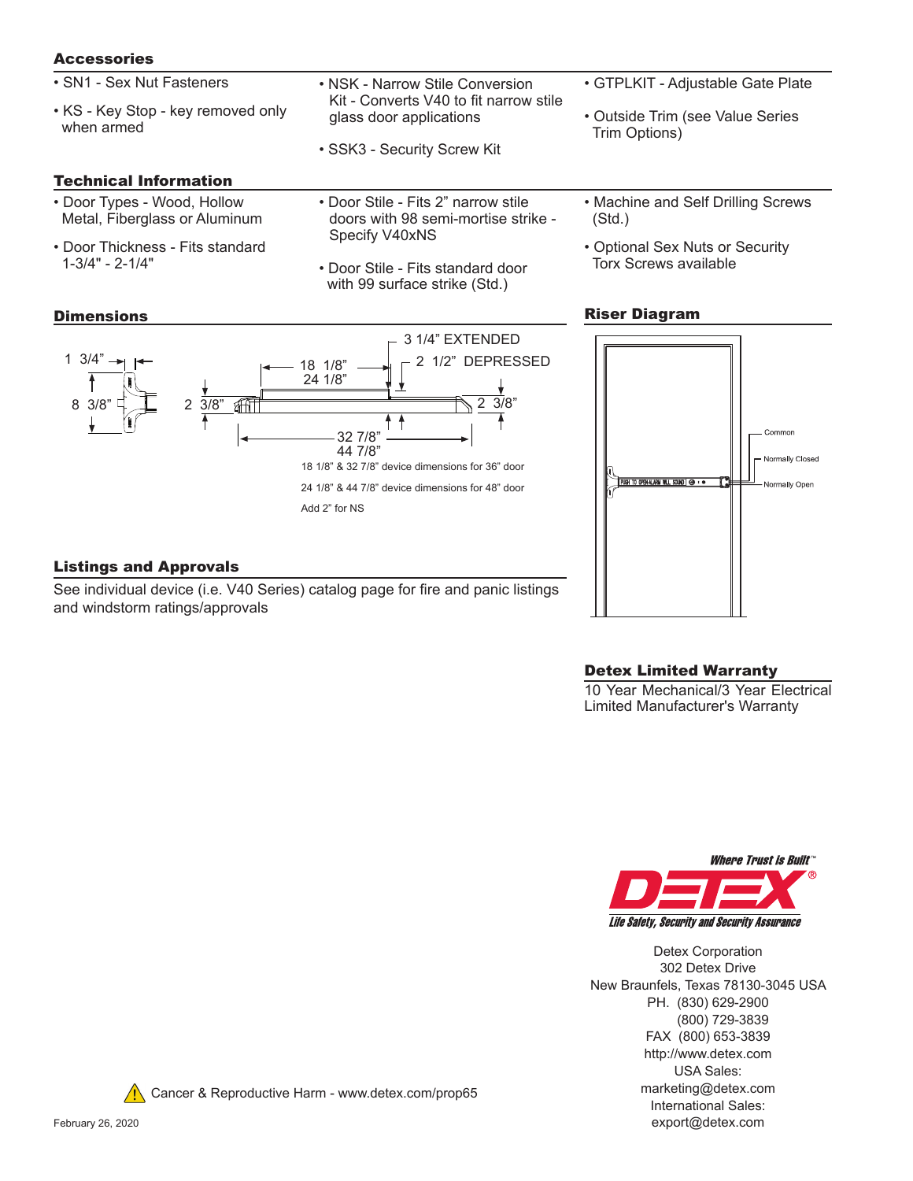## Accessories

- SN1 - Sex Nut Fasteners
- KS - Key Stop - key removed only when armed
- NSK - Narrow Stile Conversion Kit - Converts V40 to fit narrow stile glass door applications
- SSK3 - Security Screw Kit
- GTPLKIT - Adjustable Gate Plate
- Outside Trim (see Value Series Trim Options)

## Technical Information

- Door Types - Wood, Hollow Metal, Fiberglass or Aluminum
- Door Thickness - Fits standard 1-3/4" - 2-1/4"
- Door Stile - Fits 2" narrow stile doors with 98 semi-mortise strike - Specify V40xNS
- Door Stile - Fits standard door with 99 surface strike (Std.)
- Machine and Self Drilling Screws (Std.)
- Optional Sex Nuts or Security Torx Screws available

## Dimensions

1 3/4”
8 3/8”
2 3/8”
18 1/8”
24 1/8”
3 1/4” EXTENDED
2 1/2” DEPRESSED
2 3/8”
32 7/8”
44 7/8”

18 1/8” & 32 7/8” device dimensions for 36” door

24 1/8” & 44 7/8” device dimensions for 48” door

Add 2” for NS

## Riser Diagram

Common
Normally Closed
Normally Open
PUSH TO OPEN-ALARM WILL SOUND

## Listings and Approvals

See individual device (i.e. V40 Series) catalog page for fire and panic listings and windstorm ratings/approvals

## Detex Limited Warranty

10 Year Mechanical/3 Year Electrical Limited Manufacturer's Warranty

*Where Trust is Built*™

DETEX®

*Life Safety, Security and Security Assurance*

Detex Corporation
302 Detex Drive
New Braunfels, Texas 78130-3045 USA
PH. (830) 629-2900
(800) 729-3839
FAX (800) 653-3839
http://www.detex.com
USA Sales:
marketing@detex.com
International Sales:
export@detex.com

Cancer & Reproductive Harm - www.detex.com/prop65

February 26, 2020